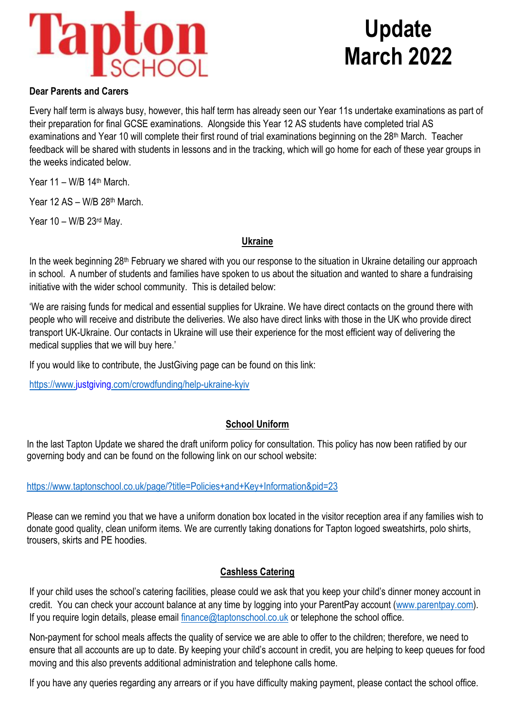# Tapton SCHOOL

# Update March 2022

**Dear Parents and Carers**

Every half term is always busy, however, this half term has already seen our Year 11s undertake examinations as part of their preparation for final GCSE examinations. Alongside this Year 12 AS students have completed trial AS examinations and Year 10 will complete their first round of trial examinations beginning on the 28th March. Teacher feedback will be shared with students in lessons and in the tracking, which will go home for each of these year groups in the weeks indicated below.

Year 11 – W/B 14th March.

Year 12 AS – W/B 28th March.

Year 10 – W/B 23rd May.

## Ukraine

In the week beginning 28th February we shared with you our response to the situation in Ukraine detailing our approach in school. A number of students and families have spoken to us about the situation and wanted to share a fundraising initiative with the wider school community. This is detailed below:

'We are raising funds for medical and essential supplies for Ukraine. We have direct contacts on the ground there with people who will receive and distribute the deliveries. We also have direct links with those in the UK who provide direct transport UK-Ukraine. Our contacts in Ukraine will use their experience for the most efficient way of delivering the medical supplies that we will buy here.'

If you would like to contribute, the JustGiving page can be found on this link:

https://www.justgiving.com/crowdfunding/help-ukraine-kyiv

## School Uniform

In the last Tapton Update we shared the draft uniform policy for consultation. This policy has now been ratified by our governing body and can be found on the following link on our school website:

https://www.taptonschool.co.uk/page/?title=Policies+and+Key+Information&pid=23

Please can we remind you that we have a uniform donation box located in the visitor reception area if any families wish to donate good quality, clean uniform items. We are currently taking donations for Tapton logoed sweatshirts, polo shirts, trousers, skirts and PE hoodies.

## Cashless Catering

If your child uses the school's catering facilities, please could we ask that you keep your child's dinner money account in credit. You can check your account balance at any time by logging into your ParentPay account (www.parentpay.com). If you require login details, please email finance@taptonschool.co.uk or telephone the school office.

Non-payment for school meals affects the quality of service we are able to offer to the children; therefore, we need to ensure that all accounts are up to date. By keeping your child's account in credit, you are helping to keep queues for food moving and this also prevents additional administration and telephone calls home.

If you have any queries regarding any arrears or if you have difficulty making payment, please contact the school office.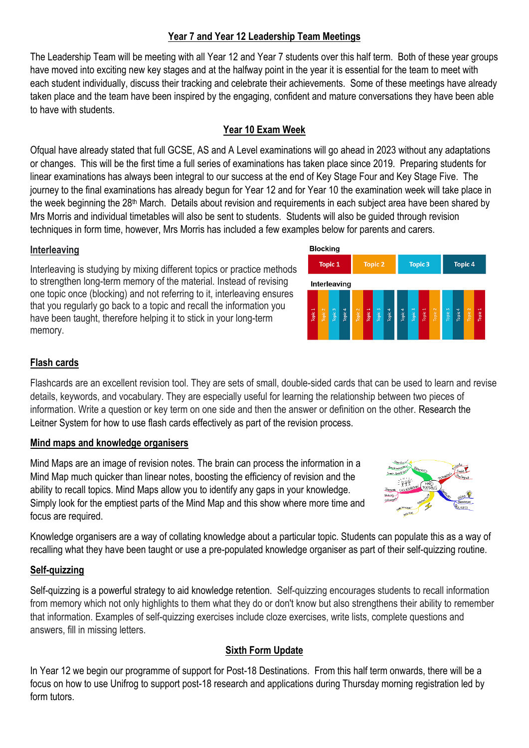## Year 7 and Year 12 Leadership Team Meetings

The Leadership Team will be meeting with all Year 12 and Year 7 students over this half term. Both of these year groups have moved into exciting new key stages and at the halfway point in the year it is essential for the team to meet with each student individually, discuss their tracking and celebrate their achievements. Some of these meetings have already taken place and the team have been inspired by the engaging, confident and mature conversations they have been able to have with students.

## Year 10 Exam Week

Ofqual have already stated that full GCSE, AS and A Level examinations will go ahead in 2023 without any adaptations or changes. This will be the first time a full series of examinations has taken place since 2019. Preparing students for linear examinations has always been integral to our success at the end of Key Stage Four and Key Stage Five. The journey to the final examinations has already begun for Year 12 and for Year 10 the examination week will take place in the week beginning the 28th March. Details about revision and requirements in each subject area have been shared by Mrs Morris and individual timetables will also be sent to students. Students will also be guided through revision techniques in form time, however, Mrs Morris has included a few examples below for parents and carers.

### Interleaving

Interleaving is studying by mixing different topics or practice methods to strengthen long-term memory of the material. Instead of revising one topic once (blocking) and not referring to it, interleaving ensures that you regularly go back to a topic and recall the information you have been taught, therefore helping it to stick in your long-term memory.

**Blocking**

| Topic 1 | Topic 2 | Topic 3 | Topic 4 |
|---|---|---|---|

**Interleaving**

Topic 1, Topic 2, Topic 3, Topic 4, Topic 2, Topic 1, Topic 3, Topic 4, Topic 4, Topic 3, Topic 1, Topic 2, Topic 3, Topic 4, Topic 2, Topic 1

### Flash cards

Flashcards are an excellent revision tool. They are sets of small, double-sided cards that can be used to learn and revise details, keywords, and vocabulary. They are especially useful for learning the relationship between two pieces of information. Write a question or key term on one side and then the answer or definition on the other. Research the Leitner System for how to use flash cards effectively as part of the revision process.

### Mind maps and knowledge organisers

Mind Maps are an image of revision notes. The brain can process the information in a Mind Map much quicker than linear notes, boosting the efficiency of revision and the ability to recall topics. Mind Maps allow you to identify any gaps in your knowledge. Simply look for the emptiest parts of the Mind Map and this show where more time and focus are required.

Knowledge organisers are a way of collating knowledge about a particular topic. Students can populate this as a way of recalling what they have been taught or use a pre-populated knowledge organiser as part of their self-quizzing routine.

### Self-quizzing

Self-quizzing is a powerful strategy to aid knowledge retention. Self-quizzing encourages students to recall information from memory which not only highlights to them what they do or don't know but also strengthens their ability to remember that information. Examples of self-quizzing exercises include cloze exercises, write lists, complete questions and answers, fill in missing letters.

## Sixth Form Update

In Year 12 we begin our programme of support for Post-18 Destinations. From this half term onwards, there will be a focus on how to use Unifrog to support post-18 research and applications during Thursday morning registration led by form tutors.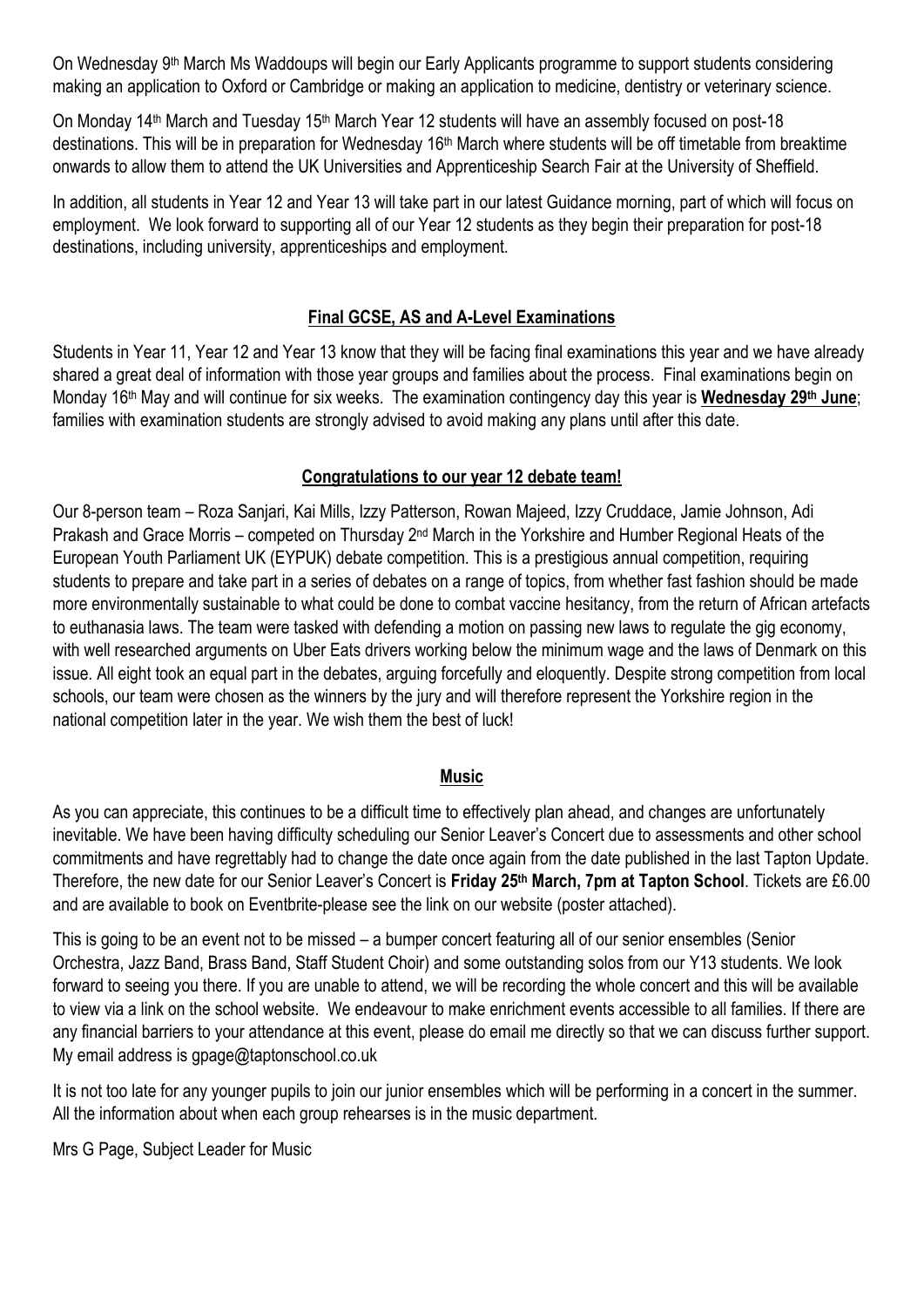On Wednesday 9th March Ms Waddoups will begin our Early Applicants programme to support students considering making an application to Oxford or Cambridge or making an application to medicine, dentistry or veterinary science.

On Monday 14th March and Tuesday 15th March Year 12 students will have an assembly focused on post-18 destinations. This will be in preparation for Wednesday 16th March where students will be off timetable from breaktime onwards to allow them to attend the UK Universities and Apprenticeship Search Fair at the University of Sheffield.

In addition, all students in Year 12 and Year 13 will take part in our latest Guidance morning, part of which will focus on employment. We look forward to supporting all of our Year 12 students as they begin their preparation for post-18 destinations, including university, apprenticeships and employment.

## Final GCSE, AS and A-Level Examinations

Students in Year 11, Year 12 and Year 13 know that they will be facing final examinations this year and we have already shared a great deal of information with those year groups and families about the process. Final examinations begin on Monday 16th May and will continue for six weeks. The examination contingency day this year is **Wednesday 29th June**; families with examination students are strongly advised to avoid making any plans until after this date.

## Congratulations to our year 12 debate team!

Our 8-person team – Roza Sanjari, Kai Mills, Izzy Patterson, Rowan Majeed, Izzy Cruddace, Jamie Johnson, Adi Prakash and Grace Morris – competed on Thursday 2nd March in the Yorkshire and Humber Regional Heats of the European Youth Parliament UK (EYPUK) debate competition. This is a prestigious annual competition, requiring students to prepare and take part in a series of debates on a range of topics, from whether fast fashion should be made more environmentally sustainable to what could be done to combat vaccine hesitancy, from the return of African artefacts to euthanasia laws. The team were tasked with defending a motion on passing new laws to regulate the gig economy, with well researched arguments on Uber Eats drivers working below the minimum wage and the laws of Denmark on this issue. All eight took an equal part in the debates, arguing forcefully and eloquently. Despite strong competition from local schools, our team were chosen as the winners by the jury and will therefore represent the Yorkshire region in the national competition later in the year. We wish them the best of luck!

## Music

As you can appreciate, this continues to be a difficult time to effectively plan ahead, and changes are unfortunately inevitable. We have been having difficulty scheduling our Senior Leaver's Concert due to assessments and other school commitments and have regrettably had to change the date once again from the date published in the last Tapton Update. Therefore, the new date for our Senior Leaver's Concert is **Friday 25th March, 7pm at Tapton School**. Tickets are £6.00 and are available to book on Eventbrite-please see the link on our website (poster attached).

This is going to be an event not to be missed – a bumper concert featuring all of our senior ensembles (Senior Orchestra, Jazz Band, Brass Band, Staff Student Choir) and some outstanding solos from our Y13 students. We look forward to seeing you there. If you are unable to attend, we will be recording the whole concert and this will be available to view via a link on the school website. We endeavour to make enrichment events accessible to all families. If there are any financial barriers to your attendance at this event, please do email me directly so that we can discuss further support. My email address is gpage@taptonschool.co.uk

It is not too late for any younger pupils to join our junior ensembles which will be performing in a concert in the summer. All the information about when each group rehearses is in the music department.

Mrs G Page, Subject Leader for Music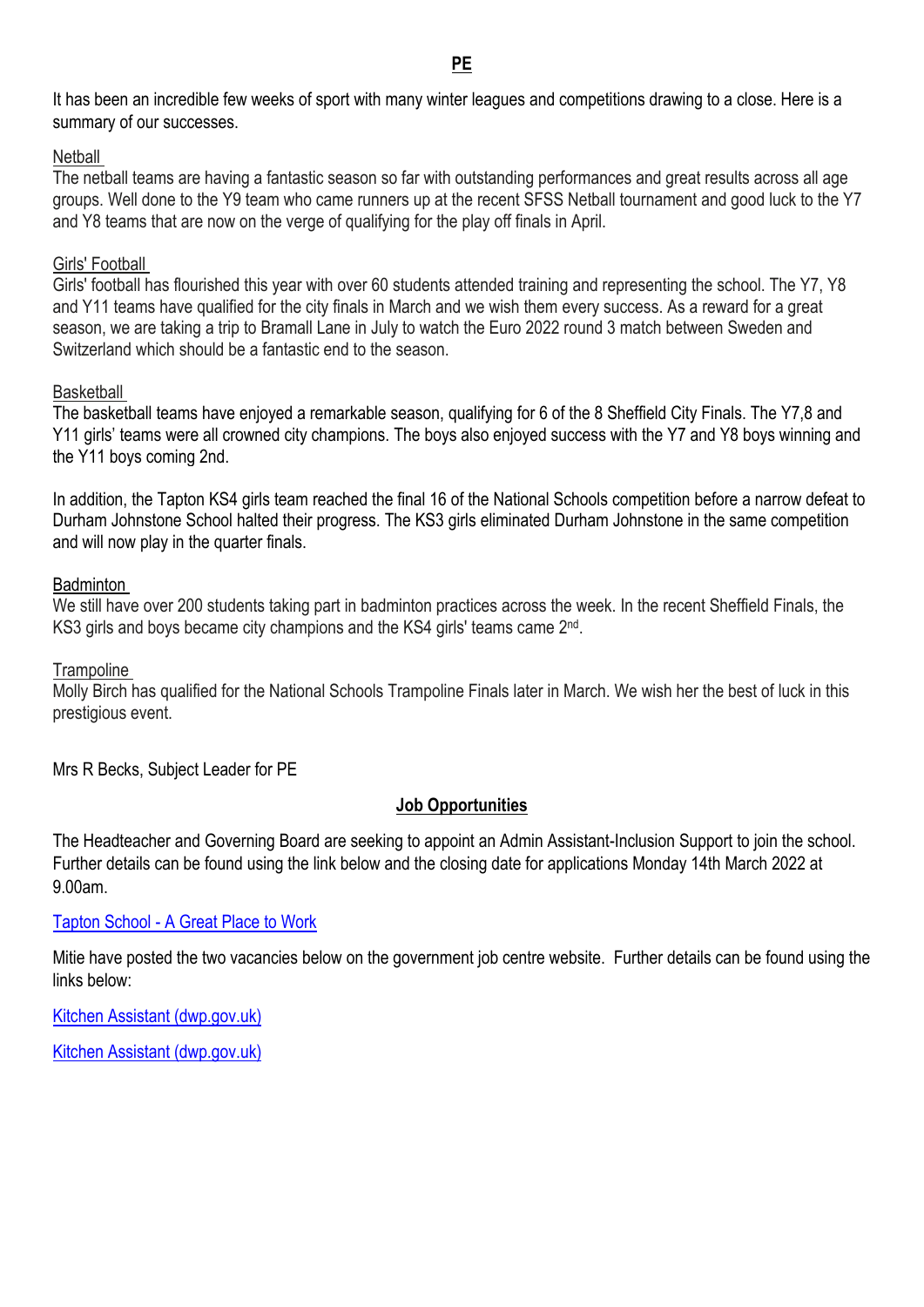## PE

It has been an incredible few weeks of sport with many winter leagues and competitions drawing to a close. Here is a summary of our successes.

Netball

The netball teams are having a fantastic season so far with outstanding performances and great results across all age groups. Well done to the Y9 team who came runners up at the recent SFSS Netball tournament and good luck to the Y7 and Y8 teams that are now on the verge of qualifying for the play off finals in April.

Girls' Football

Girls' football has flourished this year with over 60 students attended training and representing the school. The Y7, Y8 and Y11 teams have qualified for the city finals in March and we wish them every success. As a reward for a great season, we are taking a trip to Bramall Lane in July to watch the Euro 2022 round 3 match between Sweden and Switzerland which should be a fantastic end to the season.

Basketball

The basketball teams have enjoyed a remarkable season, qualifying for 6 of the 8 Sheffield City Finals. The Y7,8 and Y11 girls' teams were all crowned city champions. The boys also enjoyed success with the Y7 and Y8 boys winning and the Y11 boys coming 2nd.

In addition, the Tapton KS4 girls team reached the final 16 of the National Schools competition before a narrow defeat to Durham Johnstone School halted their progress. The KS3 girls eliminated Durham Johnstone in the same competition and will now play in the quarter finals.

Badminton

We still have over 200 students taking part in badminton practices across the week. In the recent Sheffield Finals, the KS3 girls and boys became city champions and the KS4 girls' teams came 2nd.

Trampoline

Molly Birch has qualified for the National Schools Trampoline Finals later in March. We wish her the best of luck in this prestigious event.

Mrs R Becks, Subject Leader for PE

## Job Opportunities

The Headteacher and Governing Board are seeking to appoint an Admin Assistant-Inclusion Support to join the school. Further details can be found using the link below and the closing date for applications Monday 14th March 2022 at 9.00am.

Tapton School - A Great Place to Work

Mitie have posted the two vacancies below on the government job centre website. Further details can be found using the links below:

Kitchen Assistant (dwp.gov.uk)

Kitchen Assistant (dwp.gov.uk)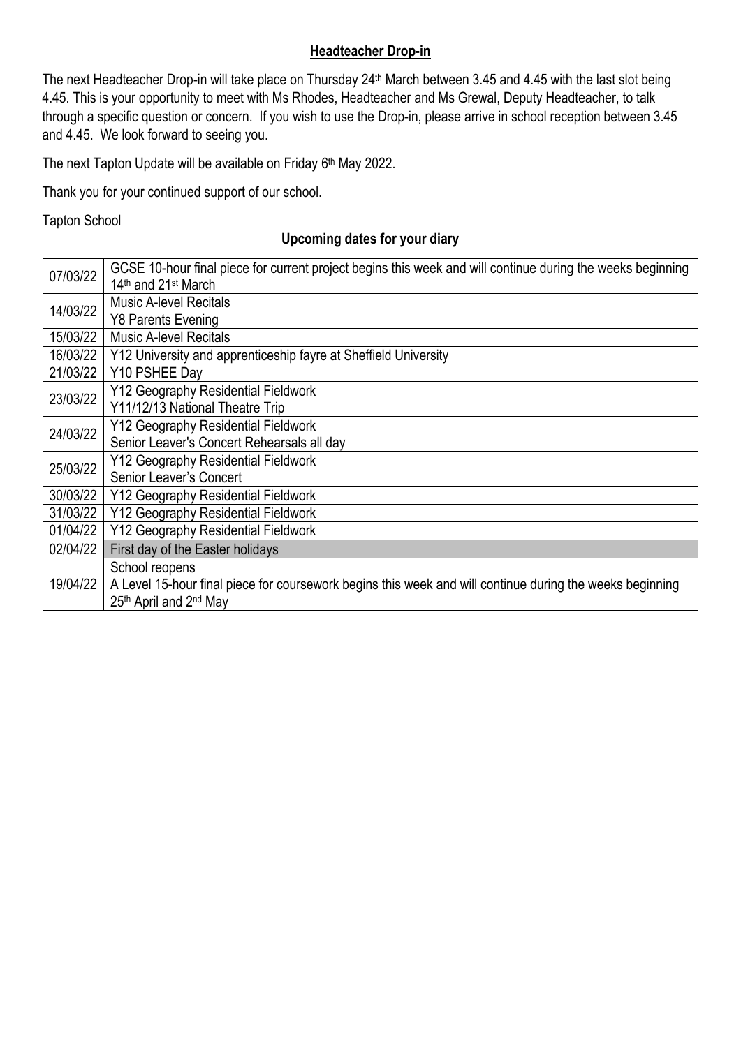## Headteacher Drop-in

The next Headteacher Drop-in will take place on Thursday 24th March between 3.45 and 4.45 with the last slot being 4.45. This is your opportunity to meet with Ms Rhodes, Headteacher and Ms Grewal, Deputy Headteacher, to talk through a specific question or concern. If you wish to use the Drop-in, please arrive in school reception between 3.45 and 4.45. We look forward to seeing you.

The next Tapton Update will be available on Friday 6th May 2022.

Thank you for your continued support of our school.

Tapton School

## Upcoming dates for your diary

| Date | Event |
|---|---|
| 07/03/22 | GCSE 10-hour final piece for current project begins this week and will continue during the weeks beginning 14th and 21st March |
| 14/03/22 | Music A-level Recitals<br>Y8 Parents Evening |
| 15/03/22 | Music A-level Recitals |
| 16/03/22 | Y12 University and apprenticeship fayre at Sheffield University |
| 21/03/22 | Y10 PSHEE Day |
| 23/03/22 | Y12 Geography Residential Fieldwork<br>Y11/12/13 National Theatre Trip |
| 24/03/22 | Y12 Geography Residential Fieldwork<br>Senior Leaver's Concert Rehearsals all day |
| 25/03/22 | Y12 Geography Residential Fieldwork<br>Senior Leaver's Concert |
| 30/03/22 | Y12 Geography Residential Fieldwork |
| 31/03/22 | Y12 Geography Residential Fieldwork |
| 01/04/22 | Y12 Geography Residential Fieldwork |
| 02/04/22 | First day of the Easter holidays |
| 19/04/22 | School reopens<br>A Level 15-hour final piece for coursework begins this week and will continue during the weeks beginning 25th April and 2nd May |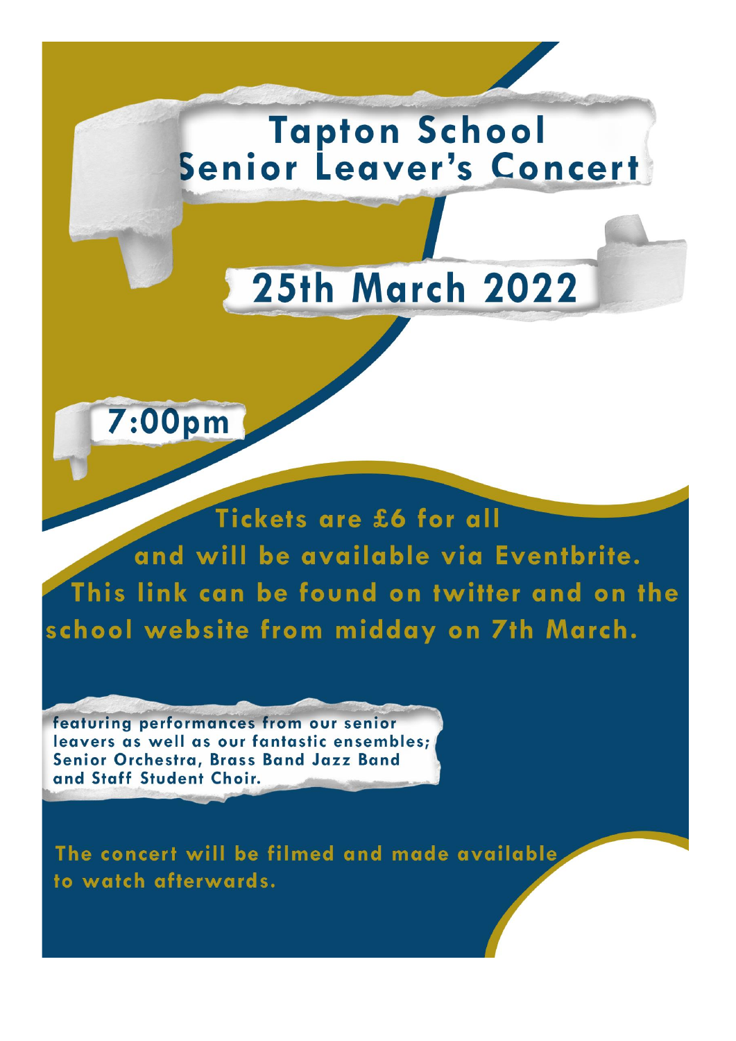# Tapton School Senior Leaver's Concert

## 25th March 2022

## 7:00pm

**Tickets are £6 for all and will be available via Eventbrite. This link can be found on twitter and on the school website from midday on 7th March.**

**featuring performances from our senior leavers as well as our fantastic ensembles; Senior Orchestra, Brass Band Jazz Band and Staff Student Choir.**

**The concert will be filmed and made available to watch afterwards.**